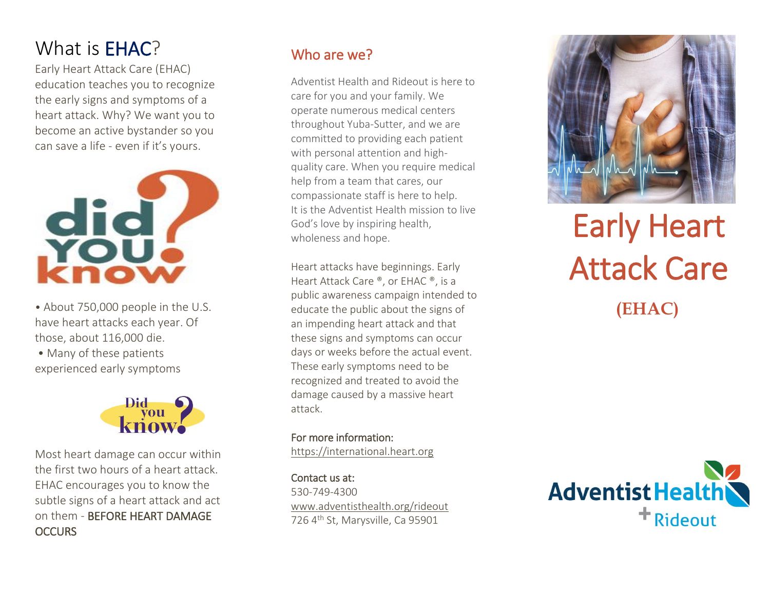# What is EHAC?

Early Heart Attack Care (EHAC) education teaches you to recognize the early signs and symptoms of a heart attack. Why? We want you to become an active bystander so you can save a life - even if it's yours.

did YOU know?

- About 750,000 people in the U.S. have heart attacks each year. Of those, about 116,000 die.
- Many of these patients experienced early symptoms

Did you know?

Most heart damage can occur within the first two hours of a heart attack. EHAC encourages you to know the subtle signs of a heart attack and act on them - BEFORE HEART DAMAGE OCCURS

## Who are we?

Adventist Health and Rideout is here to care for you and your family. We operate numerous medical centers throughout Yuba-Sutter, and we are committed to providing each patient with personal attention and high-quality care. When you require medical help from a team that cares, our compassionate staff is here to help. It is the Adventist Health mission to live God's love by inspiring health, wholeness and hope.

Heart attacks have beginnings. Early Heart Attack Care ®, or EHAC ®, is a public awareness campaign intended to educate the public about the signs of an impending heart attack and that these signs and symptoms can occur days or weeks before the actual event. These early symptoms need to be recognized and treated to avoid the damage caused by a massive heart attack.

For more information:
https://international.heart.org

Contact us at:
530-749-4300
www.adventisthealth.org/rideout
726 4th St, Marysville, Ca 95901

# Early Heart Attack Care

## (EHAC)

Adventist Health + Rideout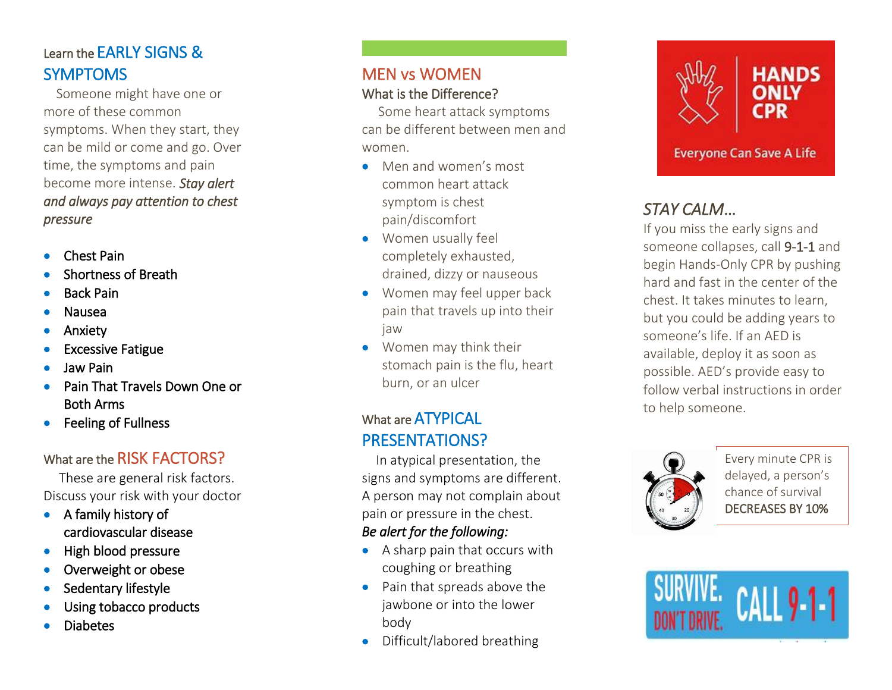## Learn the EARLY SIGNS & SYMPTOMS

Someone might have one or more of these common symptoms. When they start, they can be mild or come and go. Over time, the symptoms and pain become more intense. ***Stay alert and always pay attention to chest pressure***

- Chest Pain
- Shortness of Breath
- Back Pain
- Nausea
- Anxiety
- Excessive Fatigue
- Jaw Pain
- Pain That Travels Down One or Both Arms
- Feeling of Fullness

## What are the RISK FACTORS?

These are general risk factors. Discuss your risk with your doctor

- A family history of cardiovascular disease
- High blood pressure
- Overweight or obese
- Sedentary lifestyle
- Using tobacco products
- Diabetes

## MEN vs WOMEN

### What is the Difference?

Some heart attack symptoms can be different between men and women.

- Men and women's most common heart attack symptom is chest pain/discomfort
- Women usually feel completely exhausted, drained, dizzy or nauseous
- Women may feel upper back pain that travels up into their jaw
- Women may think their stomach pain is the flu, heart burn, or an ulcer

## What are ATYPICAL PRESENTATIONS?

In atypical presentation, the signs and symptoms are different. A person may not complain about pain or pressure in the chest.

***Be alert for the following:***

- A sharp pain that occurs with coughing or breathing
- Pain that spreads above the jawbone or into the lower body
- Difficult/labored breathing

HANDS ONLY CPR

Everyone Can Save A Life

## *STAY CALM…*

If you miss the early signs and someone collapses, call 9-1-1 and begin Hands-Only CPR by pushing hard and fast in the center of the chest. It takes minutes to learn, but you could be adding years to someone's life. If an AED is available, deploy it as soon as possible. AED's provide easy to follow verbal instructions in order to help someone.

Every minute CPR is delayed, a person's chance of survival DECREASES BY 10%

SURVIVE. DON'T DRIVE. CALL 9-1-1